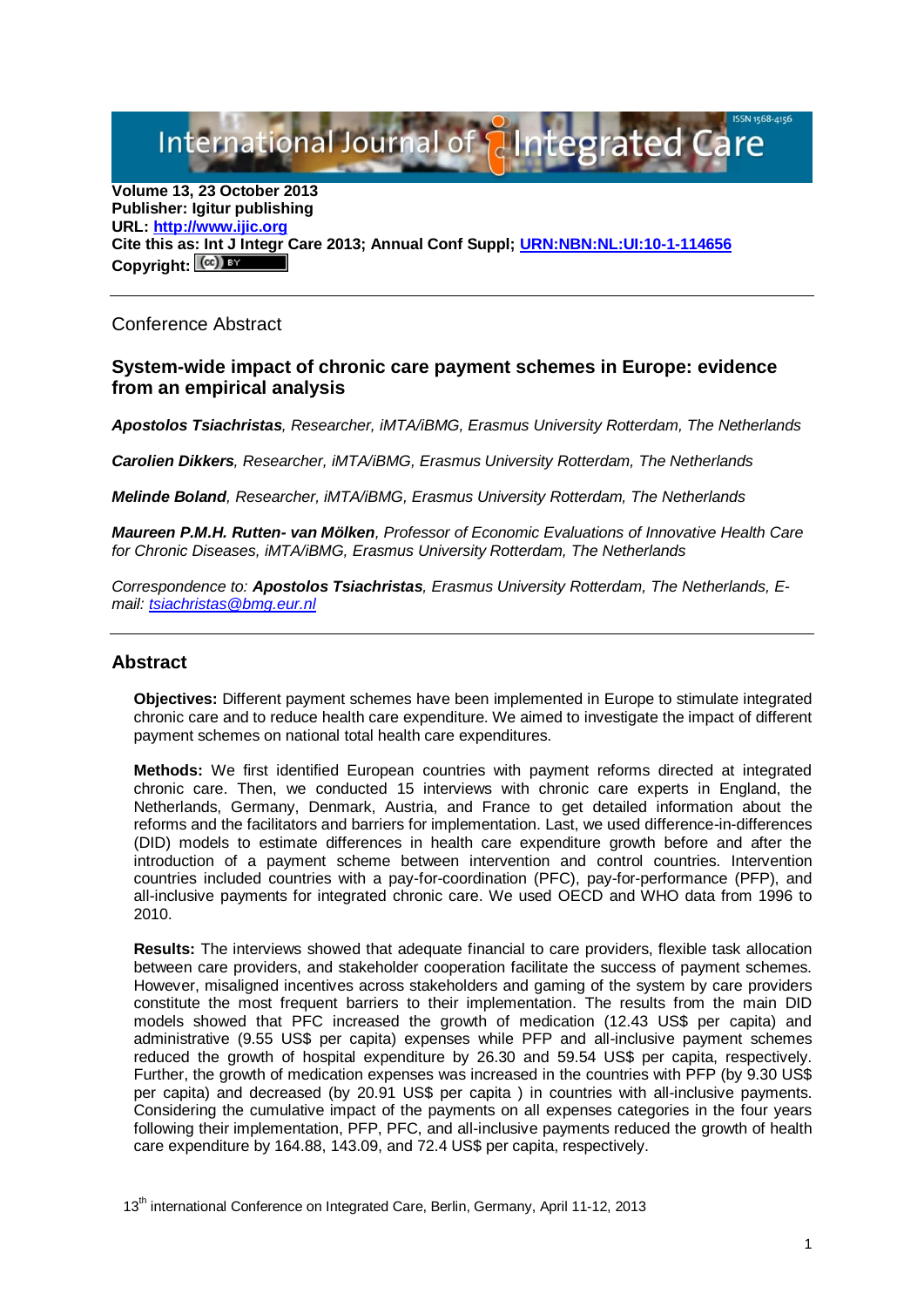Volume 13, 23 October 2013
**Publisher: Igitur publishing**
**URL: [http://www.ijic.org](http://www.ijic.org)**
**Cite this as: Int J Integr Care 2013; Annual Conf Suppl; [URN:NBN:NL:UI:10-1-114656](URN:NBN:NL:UI:10-1-114656)**
**Copyright:**

---

Conference Abstract

## System-wide impact of chronic care payment schemes in Europe: evidence from an empirical analysis

***Apostolos Tsiachristas**, Researcher, iMTA/iBMG, Erasmus University Rotterdam, The Netherlands*

***Carolien Dikkers**, Researcher, iMTA/iBMG, Erasmus University Rotterdam, The Netherlands*

***Melinde Boland**, Researcher, iMTA/iBMG, Erasmus University Rotterdam, The Netherlands*

***Maureen P.M.H. Rutten- van Mölken**, Professor of Economic Evaluations of Innovative Health Care for Chronic Diseases, iMTA/iBMG, Erasmus University Rotterdam, The Netherlands*

*Correspondence to: **Apostolos Tsiachristas**, Erasmus University Rotterdam, The Netherlands, E-mail: [tsiachristas@bmg.eur.nl](mailto:tsiachristas@bmg.eur.nl)*

---

## Abstract

**Objectives:** Different payment schemes have been implemented in Europe to stimulate integrated chronic care and to reduce health care expenditure. We aimed to investigate the impact of different payment schemes on national total health care expenditures.

**Methods:** We first identified European countries with payment reforms directed at integrated chronic care. Then, we conducted 15 interviews with chronic care experts in England, the Netherlands, Germany, Denmark, Austria, and France to get detailed information about the reforms and the facilitators and barriers for implementation. Last, we used difference-in-differences (DID) models to estimate differences in health care expenditure growth before and after the introduction of a payment scheme between intervention and control countries. Intervention countries included countries with a pay-for-coordination (PFC), pay-for-performance (PFP), and all-inclusive payments for integrated chronic care. We used OECD and WHO data from 1996 to 2010.

**Results:** The interviews showed that adequate financial to care providers, flexible task allocation between care providers, and stakeholder cooperation facilitate the success of payment schemes. However, misaligned incentives across stakeholders and gaming of the system by care providers constitute the most frequent barriers to their implementation. The results from the main DID models showed that PFC increased the growth of medication (12.43 US$ per capita) and administrative (9.55 US$ per capita) expenses while PFP and all-inclusive payment schemes reduced the growth of hospital expenditure by 26.30 and 59.54 US$ per capita, respectively. Further, the growth of medication expenses was increased in the countries with PFP (by 9.30 US$ per capita) and decreased (by 20.91 US$ per capita ) in countries with all-inclusive payments. Considering the cumulative impact of the payments on all expenses categories in the four years following their implementation, PFP, PFC, and all-inclusive payments reduced the growth of health care expenditure by 164.88, 143.09, and 72.4 US$ per capita, respectively.

13[th] international Conference on Integrated Care, Berlin, Germany, April 11-12, 2013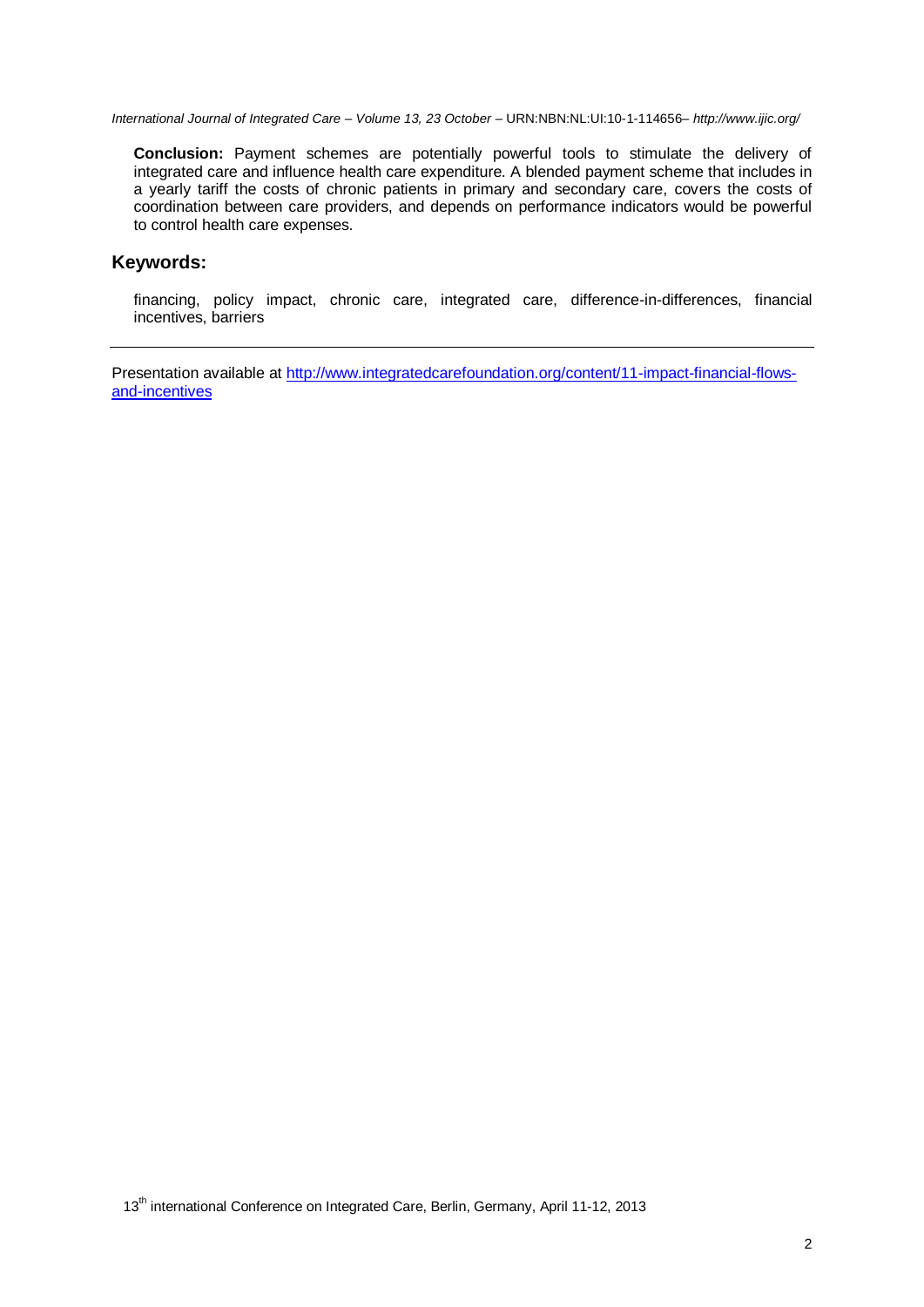**Conclusion:** Payment schemes are potentially powerful tools to stimulate the delivery of integrated care and influence health care expenditure. A blended payment scheme that includes in a yearly tariff the costs of chronic patients in primary and secondary care, covers the costs of coordination between care providers, and depends on performance indicators would be powerful to control health care expenses.

## Keywords:

financing, policy impact, chronic care, integrated care, difference-in-differences, financial incentives, barriers

---

Presentation available at [http://www.integratedcarefoundation.org/content/11-impact-financial-flows-and-incentives](http://www.integratedcarefoundation.org/content/11-impact-financial-flows-and-incentives)